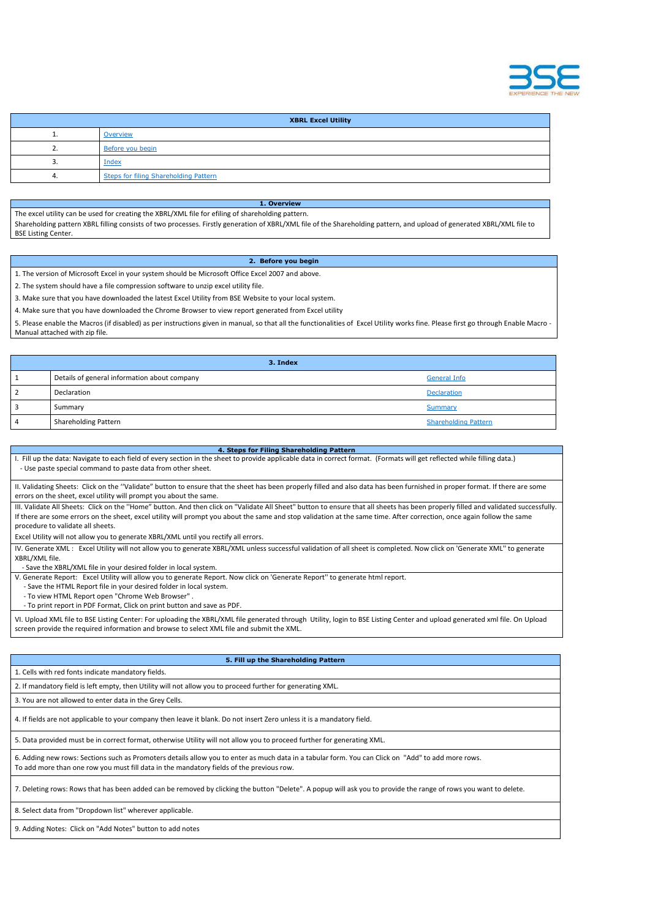| XBRL Excel Utility | |
|---|---|
| 1. | Overview |
| 2. | Before you begin |
| 3. | Index |
| 4. | Steps for filing Shareholding Pattern |

## 1. Overview

The excel utility can be used for creating the XBRL/XML file for efiling of shareholding pattern.
Shareholding pattern XBRL filling consists of two processes. Firstly generation of XBRL/XML file of the Shareholding pattern, and upload of generated XBRL/XML file to BSE Listing Center.

## 2. Before you begin

1. The version of Microsoft Excel in your system should be Microsoft Office Excel 2007 and above.
2. The system should have a file compression software to unzip excel utility file.
3. Make sure that you have downloaded the latest Excel Utility from BSE Website to your local system.
4. Make sure that you have downloaded the Chrome Browser to view report generated from Excel utility
5. Please enable the Macros (if disabled) as per instructions given in manual, so that all the functionalities of Excel Utility works fine. Please first go through Enable Macro - Manual attached with zip file.

## 3. Index

| | | |
|---|---|---|
| 1 | Details of general information about company | General Info |
| 2 | Declaration | Declaration |
| 3 | Summary | Summary |
| 4 | Shareholding Pattern | Shareholding Pattern |

## 4. Steps for Filing Shareholding Pattern

I. Fill up the data: Navigate to each field of every section in the sheet to provide applicable data in correct format. (Formats will get reflected while filling data.)
- Use paste special command to paste data from other sheet.

II. Validating Sheets: Click on the ''Validate" button to ensure that the sheet has been properly filled and also data has been furnished in proper format. If there are some errors on the sheet, excel utility will prompt you about the same.

III. Validate All Sheets: Click on the ''Home" button. And then click on "Validate All Sheet" button to ensure that all sheets has been properly filled and validated successfully. If there are some errors on the sheet, excel utility will prompt you about the same and stop validation at the same time. After correction, once again follow the same procedure to validate all sheets.
Excel Utility will not allow you to generate XBRL/XML until you rectify all errors.

IV. Generate XML : Excel Utility will not allow you to generate XBRL/XML unless successful validation of all sheet is completed. Now click on 'Generate XML'' to generate XBRL/XML file.
- Save the XBRL/XML file in your desired folder in local system.

V. Generate Report: Excel Utility will allow you to generate Report. Now click on 'Generate Report'' to generate html report.
- Save the HTML Report file in your desired folder in local system.
- To view HTML Report open "Chrome Web Browser" .
- To print report in PDF Format, Click on print button and save as PDF.

VI. Upload XML file to BSE Listing Center: For uploading the XBRL/XML file generated through Utility, login to BSE Listing Center and upload generated xml file. On Upload screen provide the required information and browse to select XML file and submit the XML.

## 5. Fill up the Shareholding Pattern

1. Cells with red fonts indicate mandatory fields.
2. If mandatory field is left empty, then Utility will not allow you to proceed further for generating XML.
3. You are not allowed to enter data in the Grey Cells.
4. If fields are not applicable to your company then leave it blank. Do not insert Zero unless it is a mandatory field.
5. Data provided must be in correct format, otherwise Utility will not allow you to proceed further for generating XML.
6. Adding new rows: Sections such as Promoters details allow you to enter as much data in a tabular form. You can Click on "Add" to add more rows.
To add more than one row you must fill data in the mandatory fields of the previous row.
7. Deleting rows: Rows that has been added can be removed by clicking the button "Delete". A popup will ask you to provide the range of rows you want to delete.
8. Select data from "Dropdown list" wherever applicable.
9. Adding Notes: Click on "Add Notes" button to add notes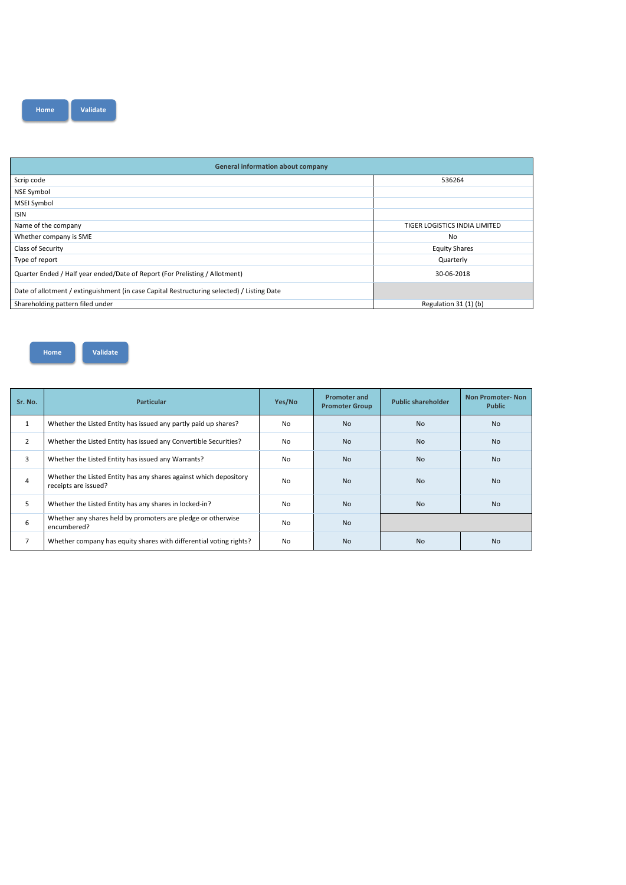Home Validate

| General information about company | |
|---|---|
| Scrip code | 536264 |
| NSE Symbol | |
| MSEI Symbol | |
| ISIN | |
| Name of the company | TIGER LOGISTICS INDIA LIMITED |
| Whether company is SME | No |
| Class of Security | Equity Shares |
| Type of report | Quarterly |
| Quarter Ended / Half year ended/Date of Report (For Prelisting / Allotment) | 30-06-2018 |
| Date of allotment / extinguishment (in case Capital Restructuring selected) / Listing Date | |
| Shareholding pattern filed under | Regulation 31 (1) (b) |

Home Validate

| Sr. No. | Particular | Yes/No | Promoter and Promoter Group | Public shareholder | Non Promoter- Non Public |
|---|---|---|---|---|---|
| 1 | Whether the Listed Entity has issued any partly paid up shares? | No | No | No | No |
| 2 | Whether the Listed Entity has issued any Convertible Securities? | No | No | No | No |
| 3 | Whether the Listed Entity has issued any Warrants? | No | No | No | No |
| 4 | Whether the Listed Entity has any shares against which depository receipts are issued? | No | No | No | No |
| 5 | Whether the Listed Entity has any shares in locked-in? | No | No | No | No |
| 6 | Whether any shares held by promoters are pledge or otherwise encumbered? | No | No | | |
| 7 | Whether company has equity shares with differential voting rights? | No | No | No | No |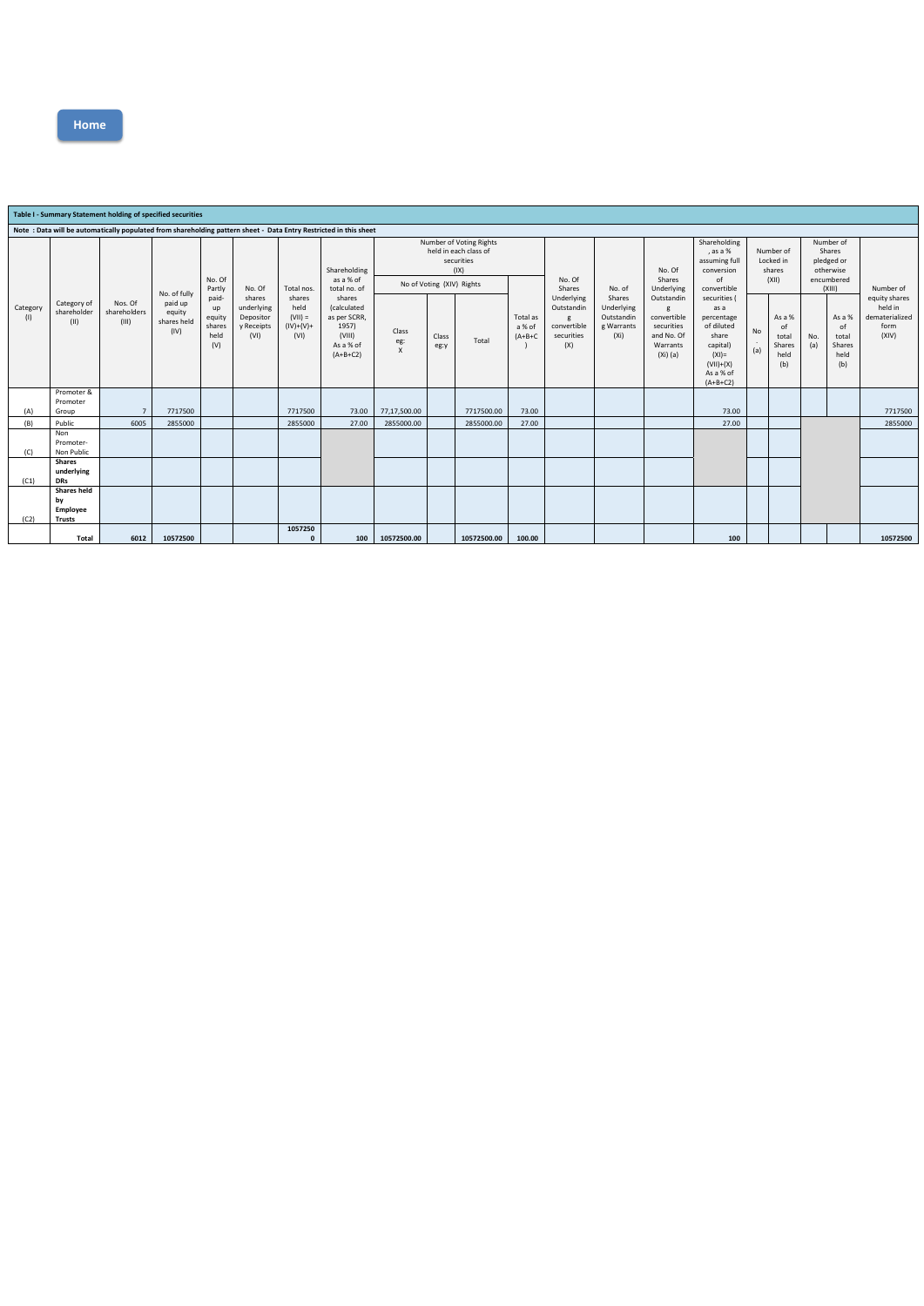Home

**Table I - Summary Statement holding of specified securities**

**Note : Data will be automatically populated from shareholding pattern sheet - Data Entry Restricted in this sheet**

| Category (I) | Category of shareholder (II) | Nos. Of shareholders (III) | No. of fully paid up equity shares held (IV) | No. Of Partly paid-up equity shares held (V) | No. Of shares underlying Depository Receipts (VI) | Total nos. shares held (VII) = (IV)+(V)+ (VI) | Shareholding as a % of total no. of shares (calculated as per SCRR, 1957) (VIII) As a % of (A+B+C2) | Number of Voting Rights held in each class of securities (IX) | | | | No. Of Shares Underlying Outstanding convertible securities (X) | No. of Shares Underlying Outstanding Warrants (Xi) | No. Of Shares Underlying Outstanding convertible securities and No. Of Warrants (Xi) (a) | Shareholding , as a % assuming full conversion of convertible securities ( as a percentage of diluted share capital) (XI)= (VII)+(X) As a % of (A+B+C2) | Number of Locked in shares (XII) | | Number of Shares pledged or otherwise encumbered (XIII) | | Number of equity shares held in dematerialized form (XIV) |
|---|---|---|---|---|---|---|---|---|---|---|---|---|---|---|---|---|---|---|---|---|
| | | | | | | | | No of Voting (XIV) Rights | | | Total as a % of (A+B+C) | | | | | No. (a) | As a % of total Shares held (b) | No. (a) | As a % of total Shares held (b) | |
| | | | | | | | | Class eg: X | Class eg:y | Total | | | | | | | | | | |
| (A) | Promoter & Promoter Group | 7 | 7717500 | | | 7717500 | 73.00 | 77,17,500.00 | | 7717500.00 | 73.00 | | | | 73.00 | | | | | 7717500 |
| (B) | Public | 6005 | 2855000 | | | 2855000 | 27.00 | 2855000.00 | | 2855000.00 | 27.00 | | | | 27.00 | | | | | 2855000 |
| (C) | Non Promoter- Non Public | | | | | | | | | | | | | | | | | | | |
| (C1) | **Shares underlying DRs** | | | | | | | | | | | | | | | | | | | |
| (C2) | **Shares held by Employee Trusts** | | | | | | | | | | | | | | | | | | | |
| | **Total** | 6012 | 10572500 | | | 10572500 | 100 | 10572500.00 | | 10572500.00 | 100.00 | | | | 100 | | | | | 10572500 |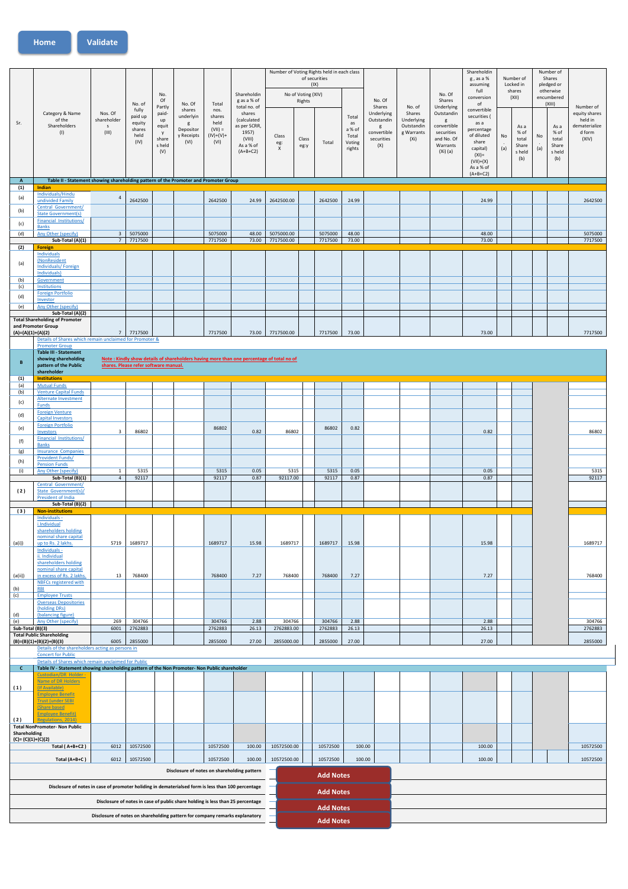| Sr. | Category & Name of the Shareholders (I) | Nos. Of shareholders (III) | No. of fully paid up equity shares held (IV) | No. Of Partly paid-up equity shares held (V) | No. Of shares underlying Depository Receipts (VI) | Total nos. shares held (VII) = (IV)+(V)+ (VI) | Shareholding as a % of total no. of shares (calculated as per SCRR, 1957) (VIII) As a % of (A+B+C2) | Number of Voting Rights held in each class of securities (IX) | | | | No. Of Shares Underlying Outstanding convertible securities (X) | No. of Shares Underlying Outstanding Warrants (Xi) | No. Of Shares Underlying Outstanding convertible securities and No. Of Warrants (Xi) (a) | Shareholding , as a % assuming full conversion of convertible securities ( as a percentage of diluted share capital) (XI)= (VII)+(X) As a % of (A+B+C2) | Number of Locked in shares (XII) | | Number of Shares pledged or otherwise encumbered (XIII) | | Number of equity shares held in dematerialized form (XIV) |
|---|---|---|---|---|---|---|---|---|---|---|---|---|---|---|---|---|---|---|---|---|
| | | | | | | | | No of Voting (XIV) Rights | | | Total as a % of Total Voting rights | | | | | | | | | |
| | | | | | | | | Class eg: X | Class eg:y | Total | | | | | | No. (a) | As a % of total Shares held (b) | No. (a) | As a % of total Shares held (b) | |
| A | Table II - Statement showing shareholding pattern of the Promoter and Promoter Group | | | | | | | | | | | | | | | | | | | |
| (1) | Indian | | | | | | | | | | | | | | | | | | | |
| (a) | Individuals/Hindu undivided Family | 4 | 2642500 | | | 2642500 | 24.99 | 2642500.00 | | 2642500 | 24.99 | | | | 24.99 | | | | | 2642500 |
| (b) | Central Government/ State Government(s) | | | | | | | | | | | | | | | | | | | |
| (c) | Financial Institutions/ Banks | | | | | | | | | | | | | | | | | | | |
| (d) | Any Other (specify) | 3 | 5075000 | | | 5075000 | 48.00 | 5075000.00 | | 5075000 | 48.00 | | | | 48.00 | | | | | 5075000 |
| | Sub-Total (A)(1) | 7 | 7717500 | | | 7717500 | 73.00 | 7717500.00 | | 7717500 | 73.00 | | | | 73.00 | | | | | 7717500 |
| (2) | Foreign | | | | | | | | | | | | | | | | | | | |
| (a) | Individuals (NonResident Individuals/ Foreign Individuals) | | | | | | | | | | | | | | | | | | | |
| (b) | Government | | | | | | | | | | | | | | | | | | | |
| (c) | Institutions | | | | | | | | | | | | | | | | | | | |
| (d) | Foreign Portfolio Investor | | | | | | | | | | | | | | | | | | | |
| (e) | Any Other (specify) | | | | | | | | | | | | | | | | | | | |
| | Sub-Total (A)(2) | | | | | | | | | | | | | | | | | | | |
| | Total Shareholding of Promoter and Promoter Group (A)=(A)(1)+(A)(2) | 7 | 7717500 | | | 7717500 | 73.00 | 7717500.00 | | 7717500 | 73.00 | | | | 73.00 | | | | | 7717500 |
| | Details of Shares which remain unclaimed for Promoter & Promoter Group | | | | | | | | | | | | | | | | | | | |
| B | Table III - Statement showing shareholding pattern of the Public shareholder | Note : Kindly show details of shareholders having more than one percentage of total no of shares. Please refer software manual. | | | | | | | | | | | | | | | | | | |
| (1) | Institutions | | | | | | | | | | | | | | | | | | | |
| (a) | Mutual Funds | | | | | | | | | | | | | | | | | | | |
| (b) | Venture Capital Funds | | | | | | | | | | | | | | | | | | | |
| (c) | Alternate Investment Funds | | | | | | | | | | | | | | | | | | | |
| (d) | Foreign Venture Capital Investors | | | | | | | | | | | | | | | | | | | |
| (e) | Foreign Portfolio Investors | 3 | 86802 | | | 86802 | 0.82 | 86802 | | 86802 | 0.82 | | | | 0.82 | | | | | 86802 |
| (f) | Financial Institutions/ Banks | | | | | | | | | | | | | | | | | | | |
| (g) | Insurance Companies | | | | | | | | | | | | | | | | | | | |
| (h) | Provident Funds/ Pension Funds | | | | | | | | | | | | | | | | | | | |
| (i) | Any Other (specify) | 1 | 5315 | | | 5315 | 0.05 | 5315 | | 5315 | 0.05 | | | | 0.05 | | | | | 5315 |
| | Sub-Total (B)(1) | 4 | 92117 | | | 92117 | 0.87 | 92117.00 | | 92117 | 0.87 | | | | 0.87 | | | | | 92117 |
| (2) | Central Government/ State Government(s)/ President of India | | | | | | | | | | | | | | | | | | | |
| | Sub-Total (B)(2) | | | | | | | | | | | | | | | | | | | |
| (3) | Non-institutions | | | | | | | | | | | | | | | | | | | |
| (a(i)) | Individuals - i.Individual shareholders holding nominal share capital up to Rs. 2 lakhs. | 5719 | 1689717 | | | 1689717 | 15.98 | 1689717 | | 1689717 | 15.98 | | | | 15.98 | | | | | 1689717 |
| (a(ii)) | Individuals - ii. Individual shareholders holding nominal share capital in excess of Rs. 2 lakhs. | 13 | 768400 | | | 768400 | 7.27 | 768400 | | 768400 | 7.27 | | | | 7.27 | | | | | 768400 |
| (b) | NBFCs registered with RBI | | | | | | | | | | | | | | | | | | | |
| (c) | Employee Trusts | | | | | | | | | | | | | | | | | | | |
| (d) | Overseas Depositories (holding DRs) (balancing figure) | | | | | | | | | | | | | | | | | | | |
| (e) | Any Other (specify) | 269 | 304766 | | | 304766 | 2.88 | 304766 | | 304766 | 2.88 | | | | 2.88 | | | | | 304766 |
| | Sub-Total (B)(3) | 6001 | 2762883 | | | 2762883 | 26.13 | 2762883.00 | | 2762883 | 26.13 | | | | 26.13 | | | | | 2762883 |
| | Total Public Shareholding (B)=(B)(1)+(B)(2)+(B)(3) | 6005 | 2855000 | | | 2855000 | 27.00 | 2855000.00 | | 2855000 | 27.00 | | | | 27.00 | | | | | 2855000 |
| | Details of the shareholders acting as persons in Concert for Public | | | | | | | | | | | | | | | | | | | |
| | Details of Shares which remain unclaimed for Public | | | | | | | | | | | | | | | | | | | |
| C | Table IV - Statement showing shareholding pattern of the Non Promoter- Non Public shareholder | | | | | | | | | | | | | | | | | | | |
| (1) | Custodian/DR Holder - Name of DR Holders (If Available) | | | | | | | | | | | | | | | | | | | |
| (2) | Employee Benefit Trust (under SEBI (Share based Employee Benefit) Regulations, 2014) | | | | | | | | | | | | | | | | | | | |
| | Total NonPromoter- Non Public Shareholding (C)= (C)(1)+(C)(2) | | | | | | | | | | | | | | | | | | | |
| | Total ( A+B+C2 ) | 6012 | 10572500 | | | 10572500 | 100.00 | 10572500.00 | | 10572500 | 100.00 | | | | 100.00 | | | | | 10572500 |
| | Total (A+B+C ) | 6012 | 10572500 | | | 10572500 | 100.00 | 10572500.00 | | 10572500 | 100.00 | | | | 100.00 | | | | | 10572500 |

Disclosure of notes on shareholding pattern — Add Notes

Disclosure of notes in case of promoter holiding in dematerialsed form is less than 100 percentage — Add Notes

Disclosure of notes in case of public share holding is less than 25 percentage — Add Notes

Disclosure of notes on shareholding pattern for company remarks explanatory — Add Notes